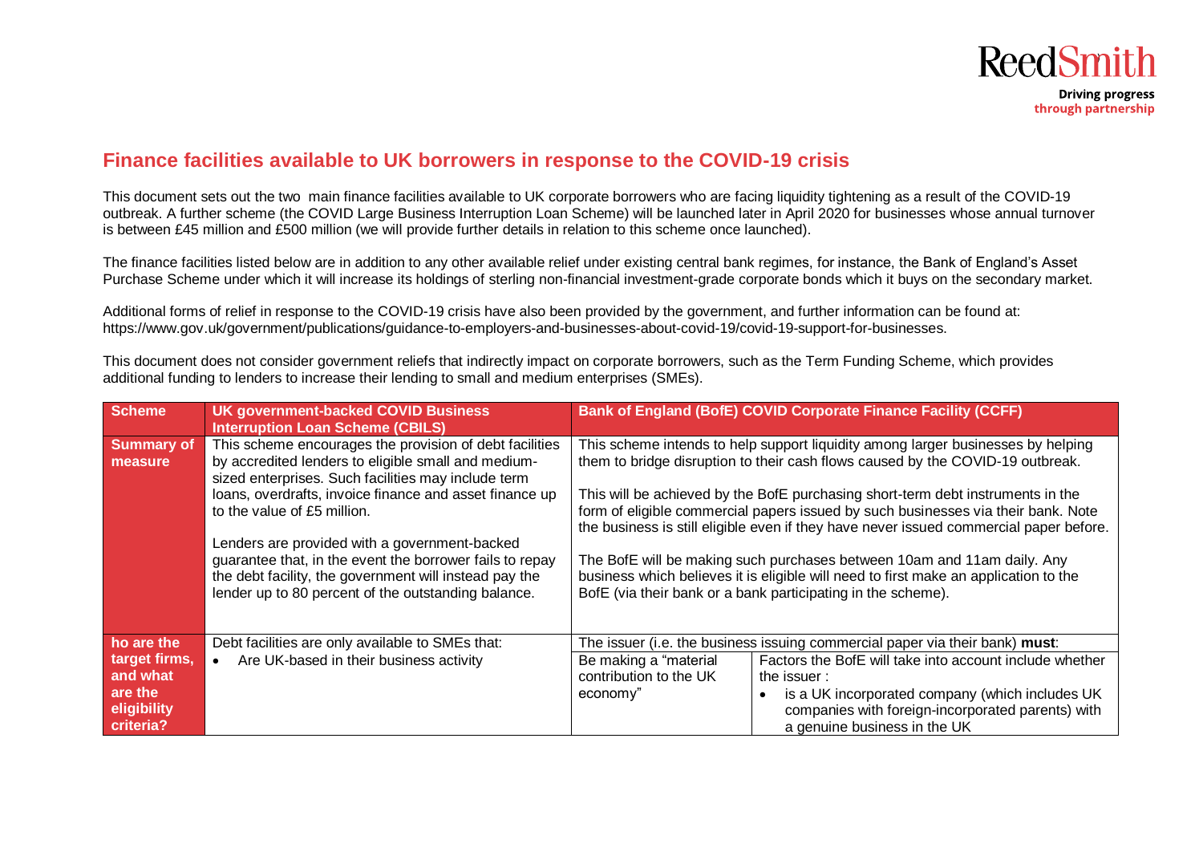## Finance facilities available to UK borrowers in response to the COVID-19 crisis

This document sets out the two main finance facilities available to UK corporate borrowers who are facing liquidity tightening as a result of the COVID-19 outbreak. A further scheme (the COVID Large Business Interruption Loan Scheme) will be launched later in April 2020 for businesses whose annual turnover is between £45 million and £500 million (we will provide further details in relation to this scheme once launched).

The finance facilities listed below are in addition to any other available relief under existing central bank regimes, for instance, the Bank of England's Asset Purchase Scheme under which it will increase its holdings of sterling non-financial investment-grade corporate bonds which it buys on the secondary market.

Additional forms of relief in response to the COVID-19 crisis have also been provided by the government, and further information can be found at: https://www.gov.uk/government/publications/guidance-to-employers-and-businesses-about-covid-19/covid-19-support-for-businesses.

This document does not consider government reliefs that indirectly impact on corporate borrowers, such as the Term Funding Scheme, which provides additional funding to lenders to increase their lending to small and medium enterprises (SMEs).

| Scheme | UK government-backed COVID Business Interruption Loan Scheme (CBILS) | Bank of England (BofE) COVID Corporate Finance Facility (CCFF) | |
|---|---|---|---|
| **Summary of measure** | This scheme encourages the provision of debt facilities by accredited lenders to eligible small and medium-sized enterprises. Such facilities may include term loans, overdrafts, invoice finance and asset finance up to the value of £5 million.<br><br>Lenders are provided with a government-backed guarantee that, in the event the borrower fails to repay the debt facility, the government will instead pay the lender up to 80 percent of the outstanding balance. | This scheme intends to help support liquidity among larger businesses by helping them to bridge disruption to their cash flows caused by the COVID-19 outbreak.<br><br>This will be achieved by the BofE purchasing short-term debt instruments in the form of eligible commercial papers issued by such businesses via their bank. Note the business is still eligible even if they have never issued commercial paper before.<br><br>The BofE will be making such purchases between 10am and 11am daily. Any business which believes it is eligible will need to first make an application to the BofE (via their bank or a bank participating in the scheme). | |
| **ho are the target firms, and what are the eligibility criteria?** | Debt facilities are only available to SMEs that:<br>• Are UK-based in their business activity | The issuer (i.e. the business issuing commercial paper via their bank) **must**: | |
| | | Be making a "material contribution to the UK economy" | Factors the BofE will take into account include whether the issuer :<br>• is a UK incorporated company (which includes UK companies with foreign-incorporated parents) with a genuine business in the UK |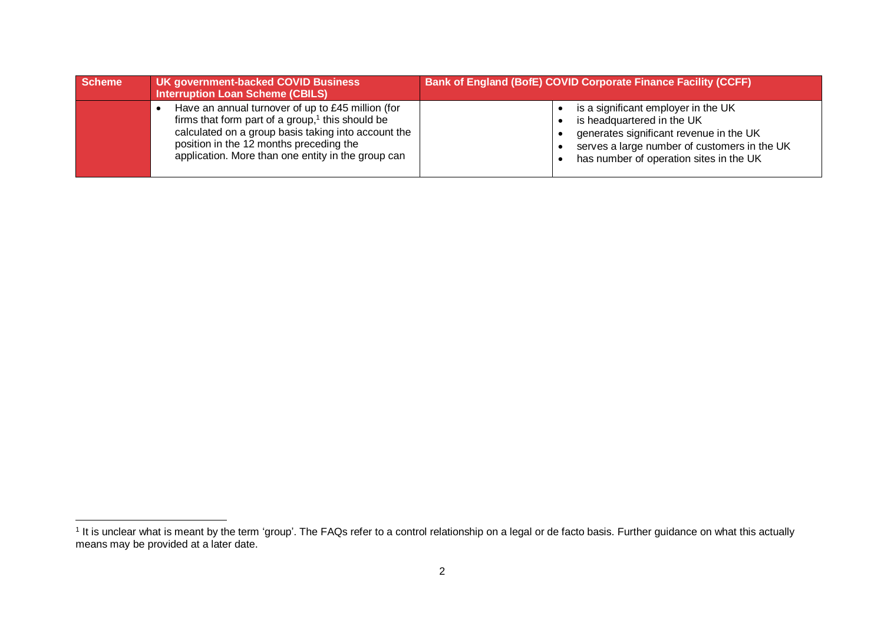| Scheme | UK government-backed COVID Business Interruption Loan Scheme (CBILS) | Bank of England (BofE) COVID Corporate Finance Facility (CCFF) | |
|---|---|---|---|
| | • Have an annual turnover of up to £45 million (for firms that form part of a group,[1] this should be calculated on a group basis taking into account the position in the 12 months preceding the application. More than one entity in the group can | | • is a significant employer in the UK<br>• is headquartered in the UK<br>• generates significant revenue in the UK<br>• serves a large number of customers in the UK<br>• has number of operation sites in the UK |

[1] It is unclear what is meant by the term 'group'. The FAQs refer to a control relationship on a legal or de facto basis. Further guidance on what this actually means may be provided at a later date.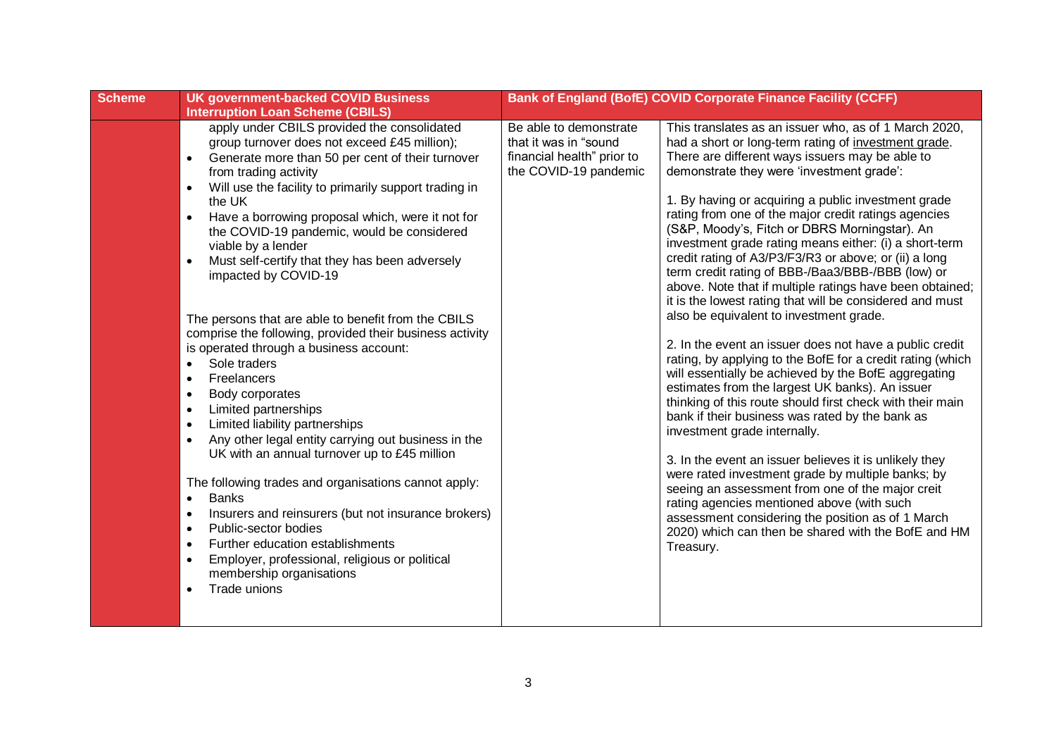| Scheme | UK government-backed COVID Business Interruption Loan Scheme (CBILS) | Bank of England (BofE) COVID Corporate Finance Facility (CCFF) | |
|---|---|---|---|
| | apply under CBILS provided the consolidated group turnover does not exceed £45 million);<br>• Generate more than 50 per cent of their turnover from trading activity<br>• Will use the facility to primarily support trading in the UK<br>• Have a borrowing proposal which, were it not for the COVID-19 pandemic, would be considered viable by a lender<br>• Must self-certify that they has been adversely impacted by COVID-19<br><br>The persons that are able to benefit from the CBILS comprise the following, provided their business activity is operated through a business account:<br>• Sole traders<br>• Freelancers<br>• Body corporates<br>• Limited partnerships<br>• Limited liability partnerships<br>• Any other legal entity carrying out business in the UK with an annual turnover up to £45 million<br><br>The following trades and organisations cannot apply:<br>• Banks<br>• Insurers and reinsurers (but not insurance brokers)<br>• Public-sector bodies<br>• Further education establishments<br>• Employer, professional, religious or political membership organisations<br>• Trade unions | Be able to demonstrate that it was in "sound financial health" prior to the COVID-19 pandemic | This translates as an issuer who, as of 1 March 2020, had a short or long-term rating of investment grade. There are different ways issuers may be able to demonstrate they were 'investment grade':<br><br>1. By having or acquiring a public investment grade rating from one of the major credit ratings agencies (S&P, Moody's, Fitch or DBRS Morningstar). An investment grade rating means either: (i) a short-term credit rating of A3/P3/F3/R3 or above; or (ii) a long term credit rating of BBB-/Baa3/BBB-/BBB (low) or above. Note that if multiple ratings have been obtained; it is the lowest rating that will be considered and must also be equivalent to investment grade.<br><br>2. In the event an issuer does not have a public credit rating, by applying to the BofE for a credit rating (which will essentially be achieved by the BofE aggregating estimates from the largest UK banks). An issuer thinking of this route should first check with their main bank if their business was rated by the bank as investment grade internally.<br><br>3. In the event an issuer believes it is unlikely they were rated investment grade by multiple banks; by seeing an assessment from one of the major creit rating agencies mentioned above (with such assessment considering the position as of 1 March 2020) which can then be shared with the BofE and HM Treasury. |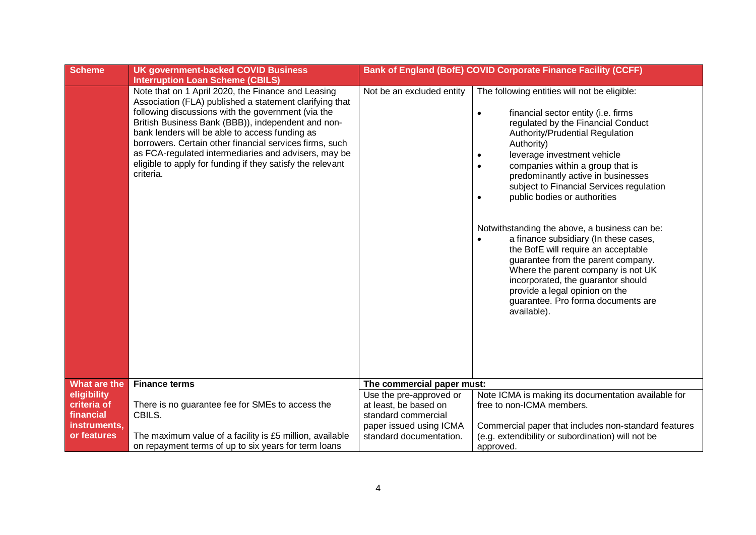| Scheme | UK government-backed COVID Business Interruption Loan Scheme (CBILS) | Bank of England (BofE) COVID Corporate Finance Facility (CCFF) | |
|---|---|---|---|
| | Note that on 1 April 2020, the Finance and Leasing Association (FLA) published a statement clarifying that following discussions with the government (via the British Business Bank (BBB)), independent and non-bank lenders will be able to access funding as borrowers. Certain other financial services firms, such as FCA-regulated intermediaries and advisers, may be eligible to apply for funding if they satisfy the relevant criteria. | Not be an excluded entity | The following entities will not be eligible:<br><br>• financial sector entity (i.e. firms regulated by the Financial Conduct Authority/Prudential Regulation Authority)<br>• leverage investment vehicle<br>• companies within a group that is predominantly active in businesses subject to Financial Services regulation<br>• public bodies or authorities<br><br>Notwithstanding the above, a business can be:<br>• a finance subsidiary (In these cases, the BofE will require an acceptable guarantee from the parent company. Where the parent company is not UK incorporated, the guarantor should provide a legal opinion on the guarantee. Pro forma documents are available). |
| What are the eligibility criteria of financial instruments, or features | **Finance terms**<br><br>There is no guarantee fee for SMEs to access the CBILS.<br><br>The maximum value of a facility is £5 million, available on repayment terms of up to six years for term loans | **The commercial paper must:**<br><br>Use the pre-approved or at least, be based on standard commercial paper issued using ICMA standard documentation. | Note ICMA is making its documentation available for free to non-ICMA members.<br><br>Commercial paper that includes non-standard features (e.g. extendibility or subordination) will not be approved. |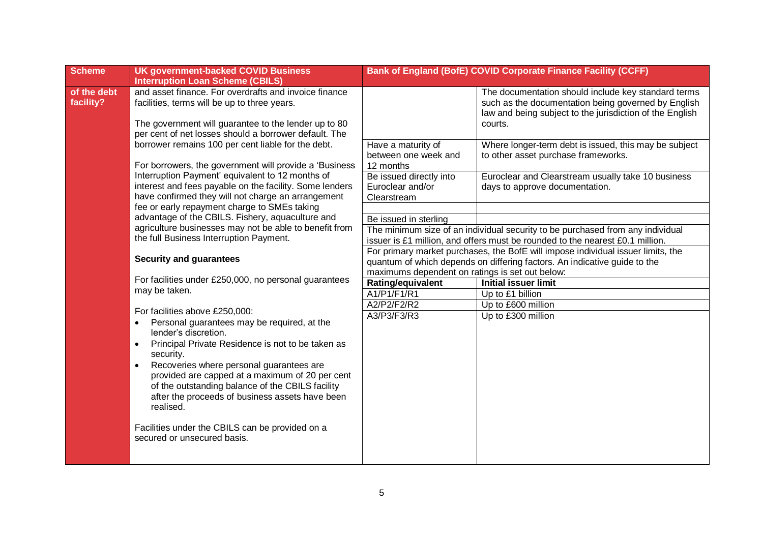| Scheme | UK government-backed COVID Business Interruption Loan Scheme (CBILS) | Bank of England (BofE) COVID Corporate Finance Facility (CCFF) | |
|---|---|---|---|
| of the debt facility? | and asset finance. For overdrafts and invoice finance facilities, terms will be up to three years.<br><br>The government will guarantee to the lender up to 80 per cent of net losses should a borrower default. The borrower remains 100 per cent liable for the debt.<br><br>For borrowers, the government will provide a 'Business Interruption Payment' equivalent to 12 months of interest and fees payable on the facility. Some lenders have confirmed they will not charge an arrangement fee or early repayment charge to SMEs taking advantage of the CBILS. Fishery, aquaculture and agriculture businesses may not be able to benefit from the full Business Interruption Payment.<br><br>**Security and guarantees**<br><br>For facilities under £250,000, no personal guarantees may be taken.<br><br>For facilities above £250,000:<br>• Personal guarantees may be required, at the lender's discretion.<br>• Principal Private Residence is not to be taken as security.<br>• Recoveries where personal guarantees are provided are capped at a maximum of 20 per cent of the outstanding balance of the CBILS facility after the proceeds of business assets have been realised.<br><br>Facilities under the CBILS can be provided on a secured or unsecured basis. | | The documentation should include key standard terms such as the documentation being governed by English law and being subject to the jurisdiction of the English courts. |
| | | Have a maturity of between one week and 12 months | Where longer-term debt is issued, this may be subject to other asset purchase frameworks. |
| | | Be issued directly into Euroclear and/or Clearstream | Euroclear and Clearstream usually take 10 business days to approve documentation. |
| | | | |
| | | Be issued in sterling | |
| | | The minimum size of an individual security to be purchased from any individual issuer is £1 million, and offers must be rounded to the nearest £0.1 million. | |
| | | For primary market purchases, the BofE will impose individual issuer limits, the quantum of which depends on differing factors. An indicative guide to the maximums dependent on ratings is set out below: | |
| | | **Rating/equivalent** | **Initial issuer limit** |
| | | A1/P1/F1/R1 | Up to £1 billion |
| | | A2/P2/F2/R2 | Up to £600 million |
| | | A3/P3/F3/R3 | Up to £300 million |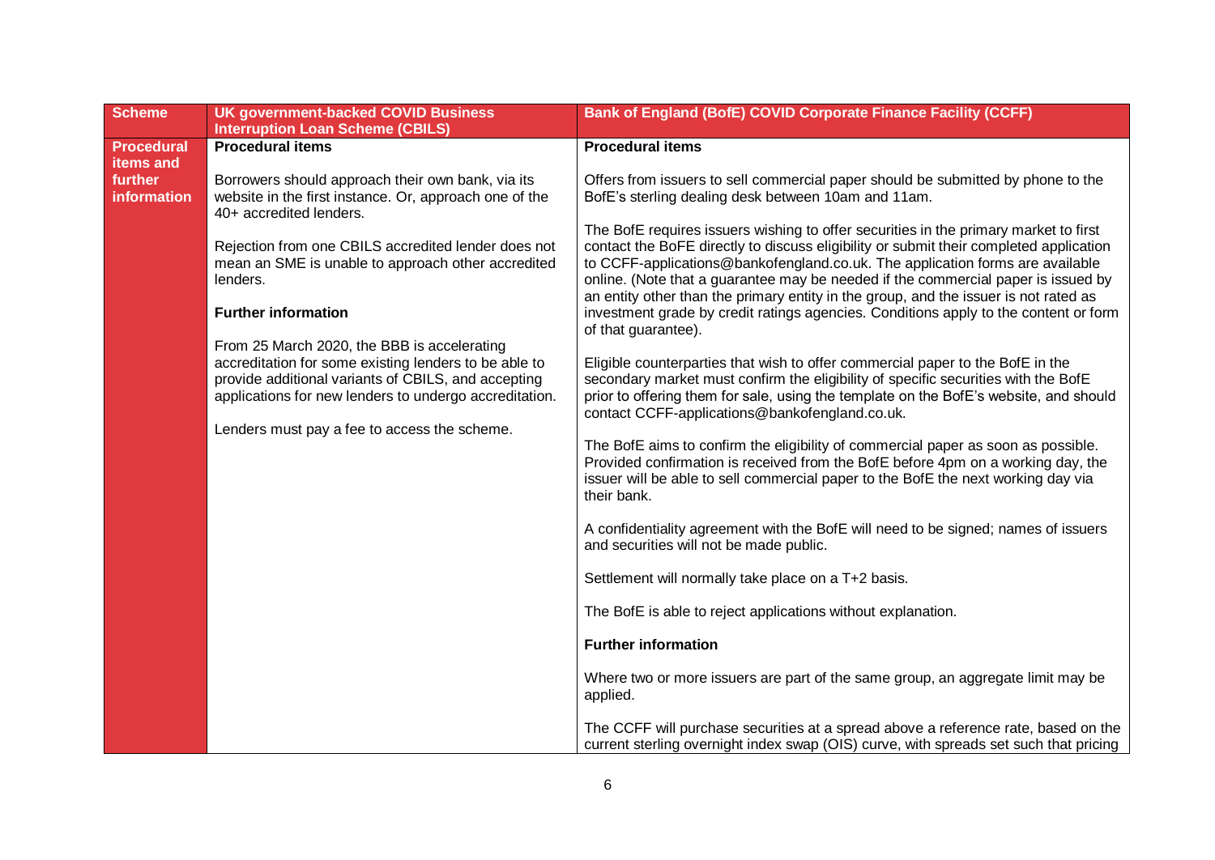| Scheme | UK government-backed COVID Business Interruption Loan Scheme (CBILS) | Bank of England (BofE) COVID Corporate Finance Facility (CCFF) |
| --- | --- | --- |
| **Procedural items and further information** | **Procedural items**<br><br>Borrowers should approach their own bank, via its website in the first instance. Or, approach one of the 40+ accredited lenders.<br><br>Rejection from one CBILS accredited lender does not mean an SME is unable to approach other accredited lenders.<br><br>**Further information**<br><br>From 25 March 2020, the BBB is accelerating accreditation for some existing lenders to be able to provide additional variants of CBILS, and accepting applications for new lenders to undergo accreditation.<br><br>Lenders must pay a fee to access the scheme. | **Procedural items**<br><br>Offers from issuers to sell commercial paper should be submitted by phone to the BofE's sterling dealing desk between 10am and 11am.<br><br>The BofE requires issuers wishing to offer securities in the primary market to first contact the BoFE directly to discuss eligibility or submit their completed application to CCFF-applications@bankofengland.co.uk. The application forms are available online. (Note that a guarantee may be needed if the commercial paper is issued by an entity other than the primary entity in the group, and the issuer is not rated as investment grade by credit ratings agencies. Conditions apply to the content or form of that guarantee).<br><br>Eligible counterparties that wish to offer commercial paper to the BofE in the secondary market must confirm the eligibility of specific securities with the BofE prior to offering them for sale, using the template on the BofE's website, and should contact CCFF-applications@bankofengland.co.uk.<br><br>The BofE aims to confirm the eligibility of commercial paper as soon as possible. Provided confirmation is received from the BofE before 4pm on a working day, the issuer will be able to sell commercial paper to the BofE the next working day via their bank.<br><br>A confidentiality agreement with the BofE will need to be signed; names of issuers and securities will not be made public.<br><br>Settlement will normally take place on a T+2 basis.<br><br>The BofE is able to reject applications without explanation.<br><br>**Further information**<br><br>Where two or more issuers are part of the same group, an aggregate limit may be applied.<br><br>The CCFF will purchase securities at a spread above a reference rate, based on the current sterling overnight index swap (OIS) curve, with spreads set such that pricing |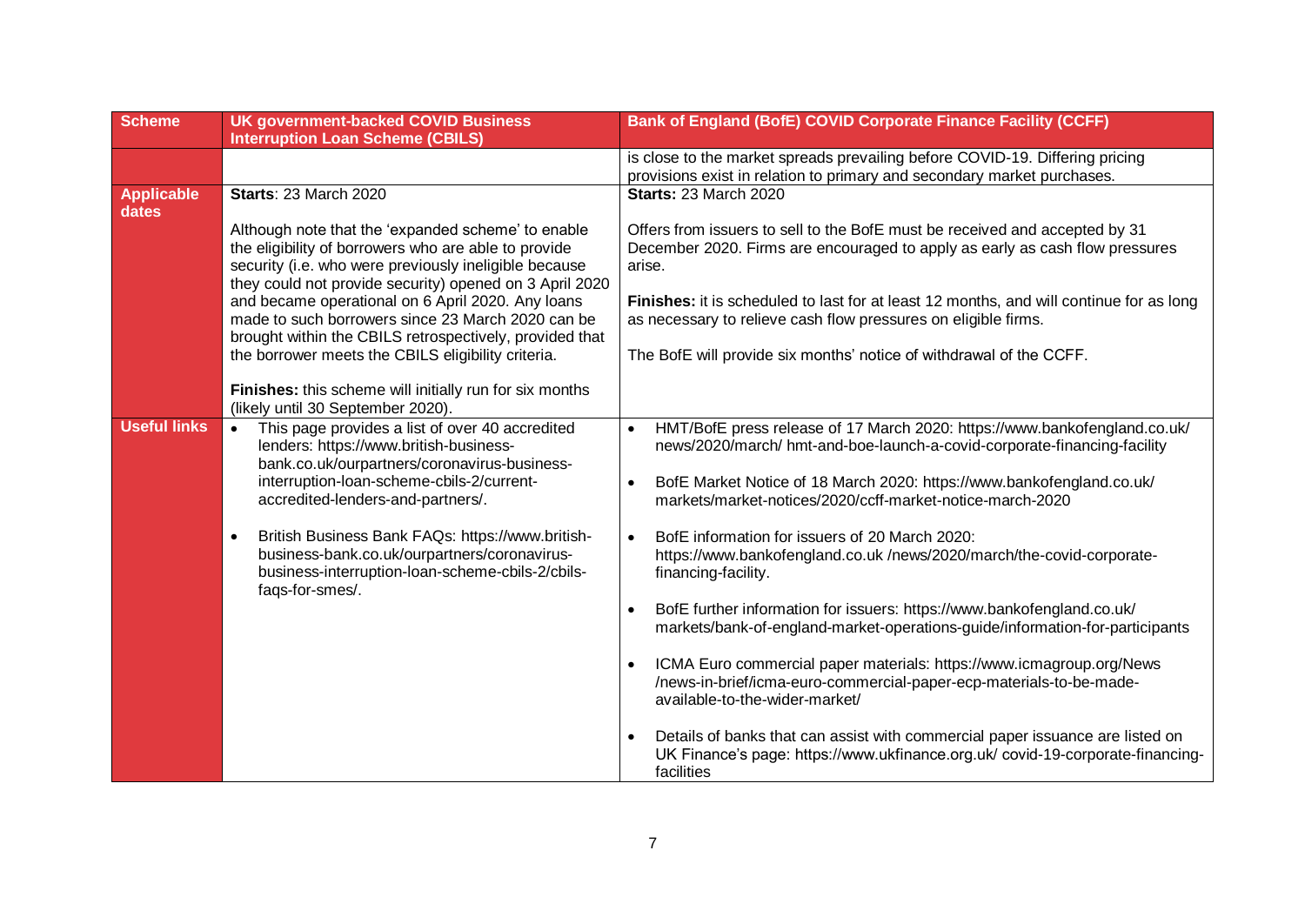| Scheme | UK government-backed COVID Business Interruption Loan Scheme (CBILS) | Bank of England (BofE) COVID Corporate Finance Facility (CCFF) |
|---|---|---|
| | | is close to the market spreads prevailing before COVID-19. Differing pricing provisions exist in relation to primary and secondary market purchases. |
| **Applicable dates** | **Starts**: 23 March 2020<br><br>Although note that the 'expanded scheme' to enable the eligibility of borrowers who are able to provide security (i.e. who were previously ineligible because they could not provide security) opened on 3 April 2020 and became operational on 6 April 2020. Any loans made to such borrowers since 23 March 2020 can be brought within the CBILS retrospectively, provided that the borrower meets the CBILS eligibility criteria.<br><br>**Finishes:** this scheme will initially run for six months (likely until 30 September 2020). | **Starts:** 23 March 2020<br><br>Offers from issuers to sell to the BofE must be received and accepted by 31 December 2020. Firms are encouraged to apply as early as cash flow pressures arise.<br><br>**Finishes:** it is scheduled to last for at least 12 months, and will continue for as long as necessary to relieve cash flow pressures on eligible firms.<br><br>The BofE will provide six months' notice of withdrawal of the CCFF. |
| **Useful links** | • This page provides a list of over 40 accredited lenders: https://www.british-business-bank.co.uk/ourpartners/coronavirus-business-interruption-loan-scheme-cbils-2/current-accredited-lenders-and-partners/.<br><br>• British Business Bank FAQs: https://www.british-business-bank.co.uk/ourpartners/coronavirus-business-interruption-loan-scheme-cbils-2/cbils-faqs-for-smes/. | • HMT/BofE press release of 17 March 2020: https://www.bankofengland.co.uk/ news/2020/march/ hmt-and-boe-launch-a-covid-corporate-financing-facility<br><br>• BofE Market Notice of 18 March 2020: https://www.bankofengland.co.uk/ markets/market-notices/2020/ccff-market-notice-march-2020<br><br>• BofE information for issuers of 20 March 2020: https://www.bankofengland.co.uk /news/2020/march/the-covid-corporate-financing-facility.<br><br>• BofE further information for issuers: https://www.bankofengland.co.uk/ markets/bank-of-england-market-operations-guide/information-for-participants<br><br>• ICMA Euro commercial paper materials: https://www.icmagroup.org/News /news-in-brief/icma-euro-commercial-paper-ecp-materials-to-be-made-available-to-the-wider-market/<br><br>• Details of banks that can assist with commercial paper issuance are listed on UK Finance's page: https://www.ukfinance.org.uk/ covid-19-corporate-financing-facilities |